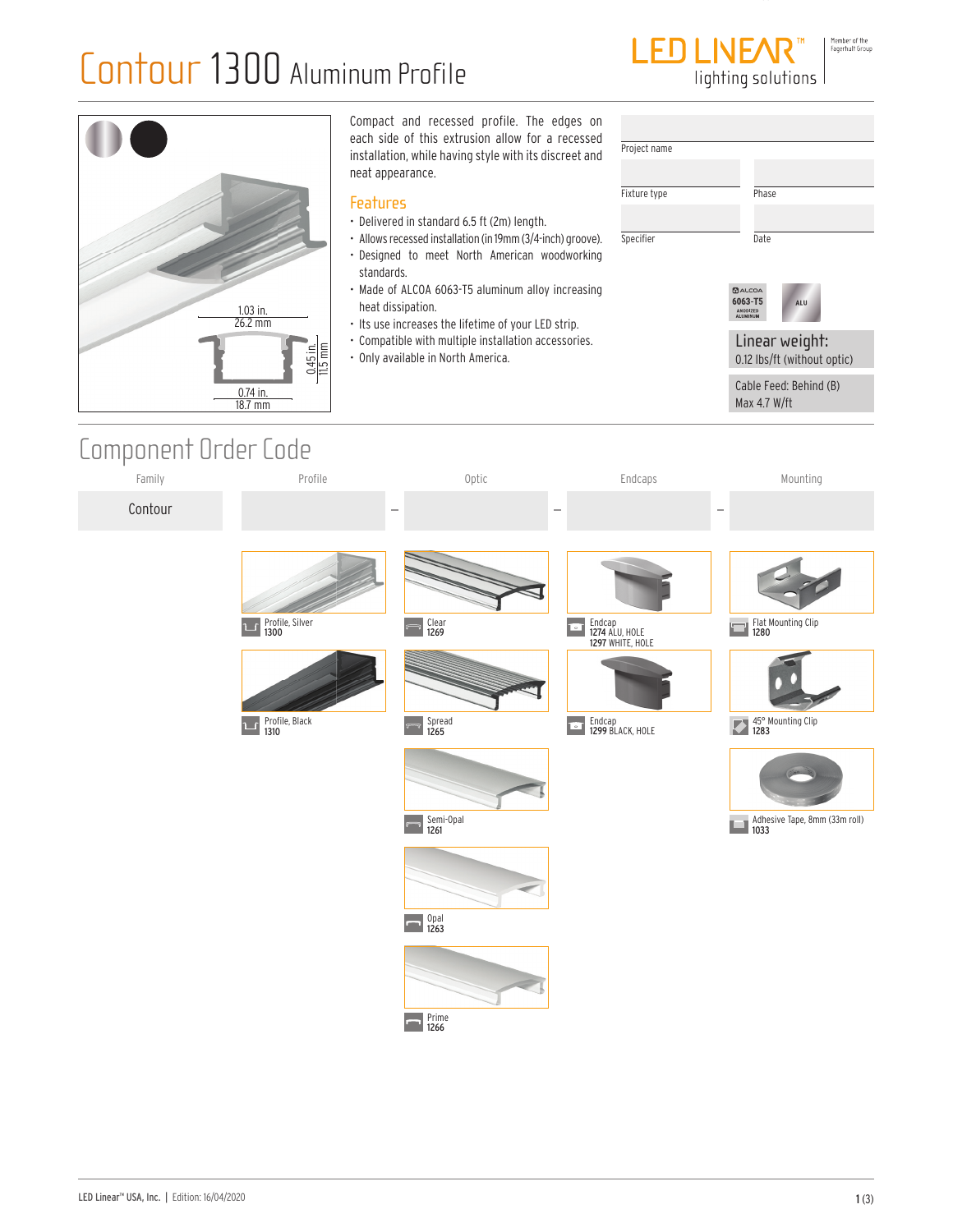# Contour 1300 Aluminum Profile

LED LINEAR™ lighting solutions

Member of the Fagerhult Group

1.03 in.
26.2 mm

0.45 in.
11.5 mm

0.74 in.
18.7 mm

Compact and recessed profile. The edges on each side of this extrusion allow for a recessed installation, while having style with its discreet and neat appearance.

## Features

- Delivered in standard 6.5 ft (2m) length.
- Allows recessed installation (in 19mm (3/4-inch) groove).
- Designed to meet North American woodworking standards.
- Made of ALCOA 6063-T5 aluminum alloy increasing heat dissipation.
- Its use increases the lifetime of your LED strip.
- Compatible with multiple installation accessories.
- Only available in North America.

| Project name | |
|---|---|
| Fixture type | Phase |
| Specifier | Date |

ALCOA 6063-T5 ANODIZED ALUMINUM

ALU

**Linear weight:**
0.12 lbs/ft (without optic)

Cable Feed: Behind (B)
Max 4.7 W/ft

## Component Order Code

| Family | Profile | Optic | Endcaps | Mounting |
|---|---|---|---|---|
| Contour | – | – | – | |
| | Profile, Silver 1300 | Clear 1269 | Endcap 1274 ALU, HOLE; 1297 WHITE, HOLE | Flat Mounting Clip 1280 |
| | Profile, Black 1310 | Spread 1265 | Endcap 1299 BLACK, HOLE | 45° Mounting Clip 1283 |
| | | Semi-Opal 1261 | | Adhesive Tape, 8mm (33m roll) 1033 |
| | | Opal 1263 | | |
| | | Prime 1266 | | |

LED Linear™ USA, Inc. | Edition: 16/04/2020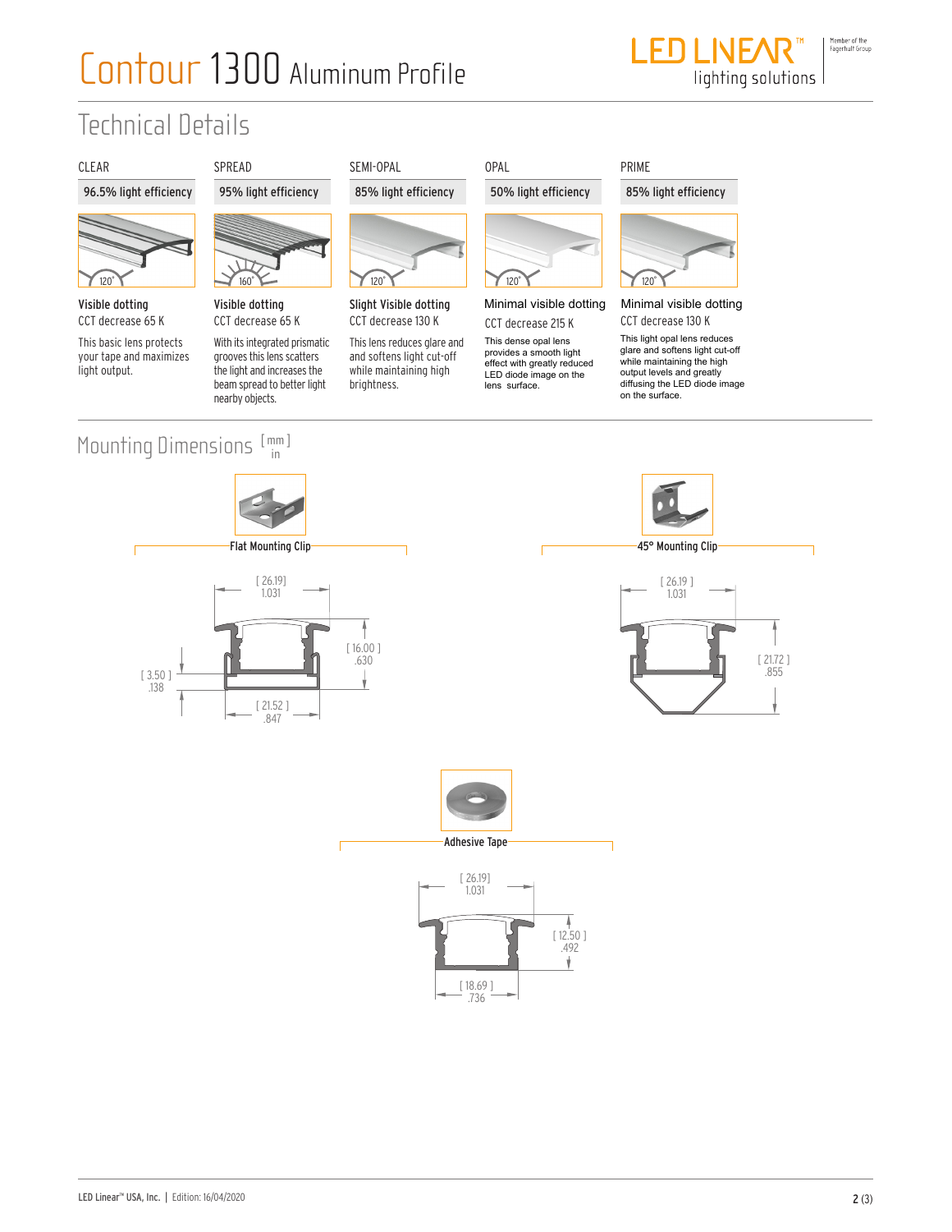# Contour 1300 Aluminum Profile

## Technical Details

| CLEAR | SPREAD | SEMI-OPAL | OPAL | PRIME |
|---|---|---|---|---|
| 96.5% light efficiency | 95% light efficiency | 85% light efficiency | 50% light efficiency | 85% light efficiency |
| 120° | 160° | 120° | 120° | 120° |
| Visible dotting | Visible dotting | Slight Visible dotting | Minimal visible dotting | Minimal visible dotting |
| CCT decrease 65 K | CCT decrease 65 K | CCT decrease 130 K | CCT decrease 215 K | CCT decrease 130 K |
| This basic lens protects your tape and maximizes light output. | With its integrated prismatic grooves this lens scatters the light and increases the beam spread to better light nearby objects. | This lens reduces glare and softens light cut-off while maintaining high brightness. | This dense opal lens provides a smooth light effect with greatly reduced LED diode image on the lens surface. | This light opal lens reduces glare and softens light cut-off while maintaining the high output levels and greatly diffusing the LED diode image on the the surface. |

## Mounting Dimensions [mm] in

### Flat Mounting Clip

[ 26.19 ] 1.031

[ 16.00 ] .630

[ 3.50 ] .138

[ 21.52 ] .847

### 45° Mounting Clip

[ 26.19 ] 1.031

[ 21.72 ] .855

### Adhesive Tape

[ 26.19 ] 1.031

[ 12.50 ] .492

[ 18.69 ] .736

LED Linear™ USA, Inc. | Edition: 16/04/2020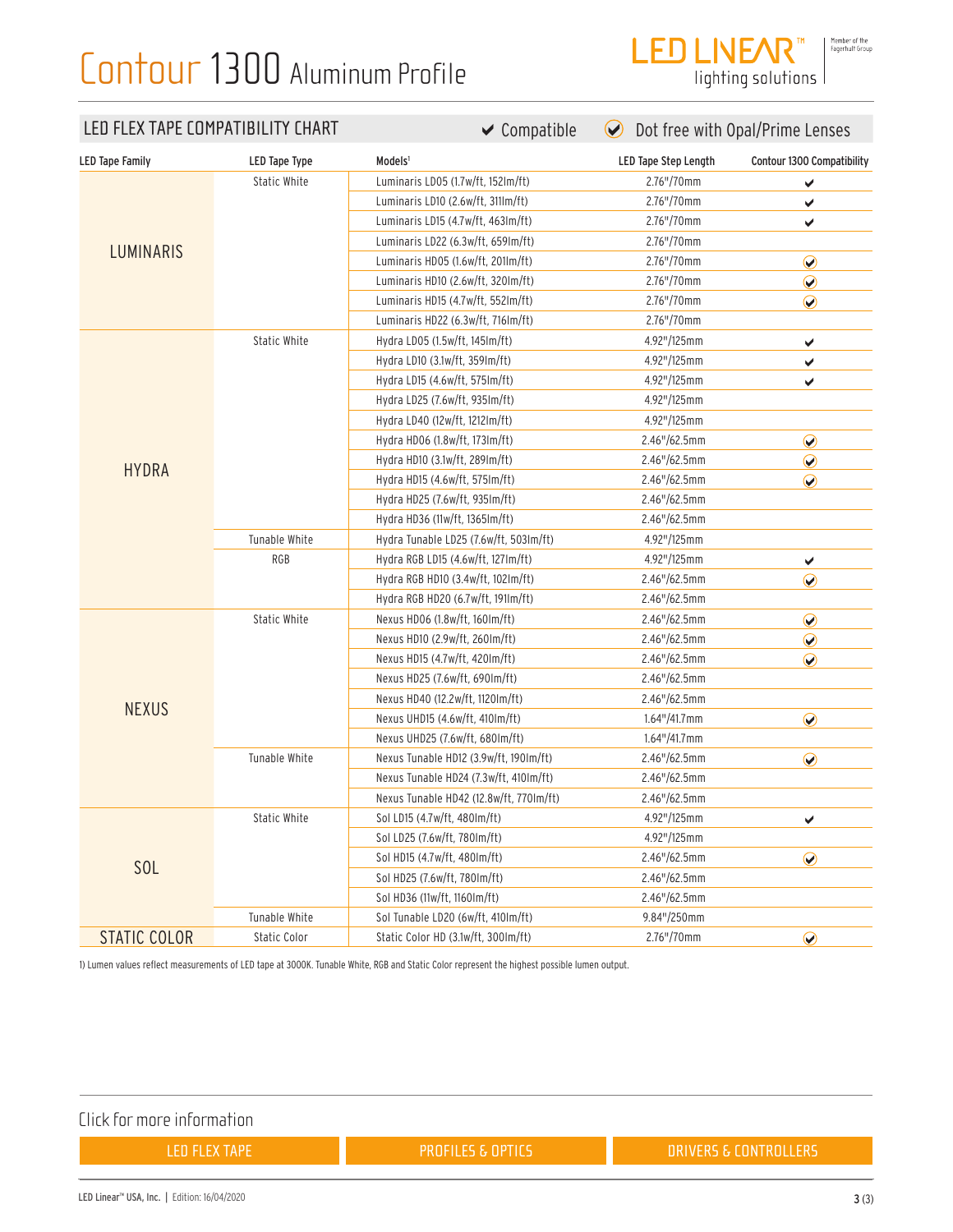# Contour 1300 Aluminum Profile

## LED FLEX TAPE COMPATIBILITY CHART

✔ Compatible &nbsp;&nbsp; ⊘ Dot free with Opal/Prime Lenses

| LED Tape Family | LED Tape Type | Models[1] | LED Tape Step Length | Contour 1300 Compatibility |
|---|---|---|---|---|
| LUMINARIS | Static White | Luminaris LD05 (1.7w/ft, 152lm/ft) | 2.76"/70mm | ✔ |
| | | Luminaris LD10 (2.6w/ft, 311lm/ft) | 2.76"/70mm | ✔ |
| | | Luminaris LD15 (4.7w/ft, 463lm/ft) | 2.76"/70mm | ✔ |
| | | Luminaris LD22 (6.3w/ft, 659lm/ft) | 2.76"/70mm | |
| | | Luminaris HD05 (1.6w/ft, 201lm/ft) | 2.76"/70mm | ⊘ |
| | | Luminaris HD10 (2.6w/ft, 320lm/ft) | 2.76"/70mm | ⊘ |
| | | Luminaris HD15 (4.7w/ft, 552lm/ft) | 2.76"/70mm | ⊘ |
| | | Luminaris HD22 (6.3w/ft, 716lm/ft) | 2.76"/70mm | |
| HYDRA | Static White | Hydra LD05 (1.5w/ft, 145lm/ft) | 4.92"/125mm | ✔ |
| | | Hydra LD10 (3.1w/ft, 359lm/ft) | 4.92"/125mm | ✔ |
| | | Hydra LD15 (4.6w/ft, 575lm/ft) | 4.92"/125mm | ✔ |
| | | Hydra LD25 (7.6w/ft, 935lm/ft) | 4.92"/125mm | |
| | | Hydra LD40 (12w/ft, 1212lm/ft) | 4.92"/125mm | |
| | | Hydra HD06 (1.8w/ft, 173lm/ft) | 2.46"/62.5mm | ⊘ |
| | | Hydra HD10 (3.1w/ft, 289lm/ft) | 2.46"/62.5mm | ⊘ |
| | | Hydra HD15 (4.6w/ft, 575lm/ft) | 2.46"/62.5mm | ⊘ |
| | | Hydra HD25 (7.6w/ft, 935lm/ft) | 2.46"/62.5mm | |
| | | Hydra HD36 (11w/ft, 1365lm/ft) | 2.46"/62.5mm | |
| | Tunable White | Hydra Tunable LD25 (7.6w/ft, 503lm/ft) | 4.92"/125mm | |
| | RGB | Hydra RGB LD15 (4.6w/ft, 127lm/ft) | 4.92"/125mm | ✔ |
| | | Hydra RGB HD10 (3.4w/ft, 102lm/ft) | 2.46"/62.5mm | ⊘ |
| | | Hydra RGB HD20 (6.7w/ft, 191lm/ft) | 2.46"/62.5mm | |
| NEXUS | Static White | Nexus HD06 (1.8w/ft, 160lm/ft) | 2.46"/62.5mm | ⊘ |
| | | Nexus HD10 (2.9w/ft, 260lm/ft) | 2.46"/62.5mm | ⊘ |
| | | Nexus HD15 (4.7w/ft, 420lm/ft) | 2.46"/62.5mm | ⊘ |
| | | Nexus HD25 (7.6w/ft, 690lm/ft) | 2.46"/62.5mm | |
| | | Nexus HD40 (12.2w/ft, 1120lm/ft) | 2.46"/62.5mm | |
| | | Nexus UHD15 (4.6w/ft, 410lm/ft) | 1.64"/41.7mm | ⊘ |
| | | Nexus UHD25 (7.6w/ft, 680lm/ft) | 1.64"/41.7mm | |
| | Tunable White | Nexus Tunable HD12 (3.9w/ft, 190lm/ft) | 2.46"/62.5mm | ⊘ |
| | | Nexus Tunable HD24 (7.3w/ft, 410lm/ft) | 2.46"/62.5mm | |
| | | Nexus Tunable HD42 (12.8w/ft, 770lm/ft) | 2.46"/62.5mm | |
| SOL | Static White | Sol LD15 (4.7w/ft, 480lm/ft) | 4.92"/125mm | ✔ |
| | | Sol LD25 (7.6w/ft, 780lm/ft) | 4.92"/125mm | |
| | | Sol HD15 (4.7w/ft, 480lm/ft) | 2.46"/62.5mm | ⊘ |
| | | Sol HD25 (7.6w/ft, 780lm/ft) | 2.46"/62.5mm | |
| | | Sol HD36 (11w/ft, 1160lm/ft) | 2.46"/62.5mm | |
| | Tunable White | Sol Tunable LD20 (6w/ft, 410lm/ft) | 9.84"/250mm | |
| STATIC COLOR | Static Color | Static Color HD (3.1w/ft, 300lm/ft) | 2.76"/70mm | ⊘ |

1) Lumen values reflect measurements of LED tape at 3000K. Tunable White, RGB and Static Color represent the highest possible lumen output.

Click for more information

LED FLEX TAPE | PROFILES & OPTICS | DRIVERS & CONTROLLERS

LED Linear™ USA, Inc. | Edition: 16/04/2020